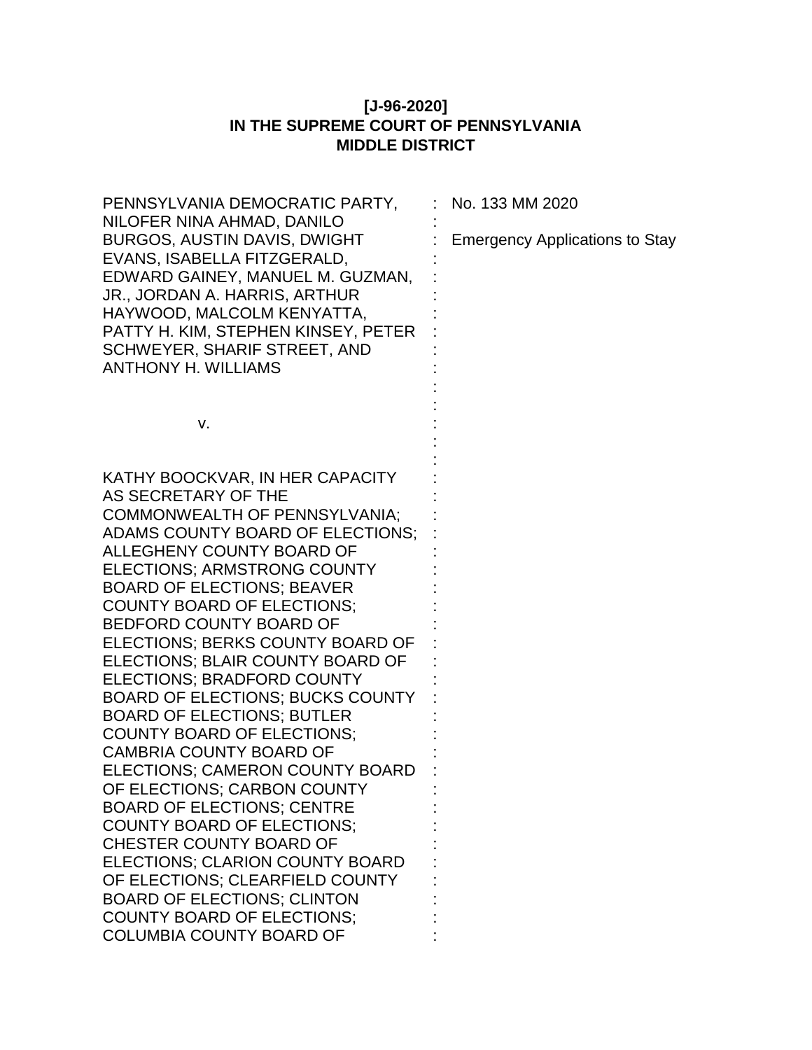**[J-96-2020]**
**IN THE SUPREME COURT OF PENNSYLVANIA**
**MIDDLE DISTRICT**

PENNSYLVANIA DEMOCRATIC PARTY, NILOFER NINA AHMAD, DANILO BURGOS, AUSTIN DAVIS, DWIGHT EVANS, ISABELLA FITZGERALD, EDWARD GAINEY, MANUEL M. GUZMAN, JR., JORDAN A. HARRIS, ARTHUR HAYWOOD, MALCOLM KENYATTA, PATTY H. KIM, STEPHEN KINSEY, PETER SCHWEYER, SHARIF STREET, AND ANTHONY H. WILLIAMS

v.

KATHY BOOCKVAR, IN HER CAPACITY AS SECRETARY OF THE COMMONWEALTH OF PENNSYLVANIA; ADAMS COUNTY BOARD OF ELECTIONS; ALLEGHENY COUNTY BOARD OF ELECTIONS; ARMSTRONG COUNTY BOARD OF ELECTIONS; BEAVER COUNTY BOARD OF ELECTIONS; BEDFORD COUNTY BOARD OF ELECTIONS; BERKS COUNTY BOARD OF ELECTIONS; BLAIR COUNTY BOARD OF ELECTIONS; BRADFORD COUNTY BOARD OF ELECTIONS; BUCKS COUNTY BOARD OF ELECTIONS; BUTLER COUNTY BOARD OF ELECTIONS; CAMBRIA COUNTY BOARD OF ELECTIONS; CAMERON COUNTY BOARD OF ELECTIONS; CARBON COUNTY BOARD OF ELECTIONS; CENTRE COUNTY BOARD OF ELECTIONS; CHESTER COUNTY BOARD OF ELECTIONS; CLARION COUNTY BOARD OF ELECTIONS; CLEARFIELD COUNTY BOARD OF ELECTIONS; CLINTON COUNTY BOARD OF ELECTIONS; COLUMBIA COUNTY BOARD OF

No. 133 MM 2020

Emergency Applications to Stay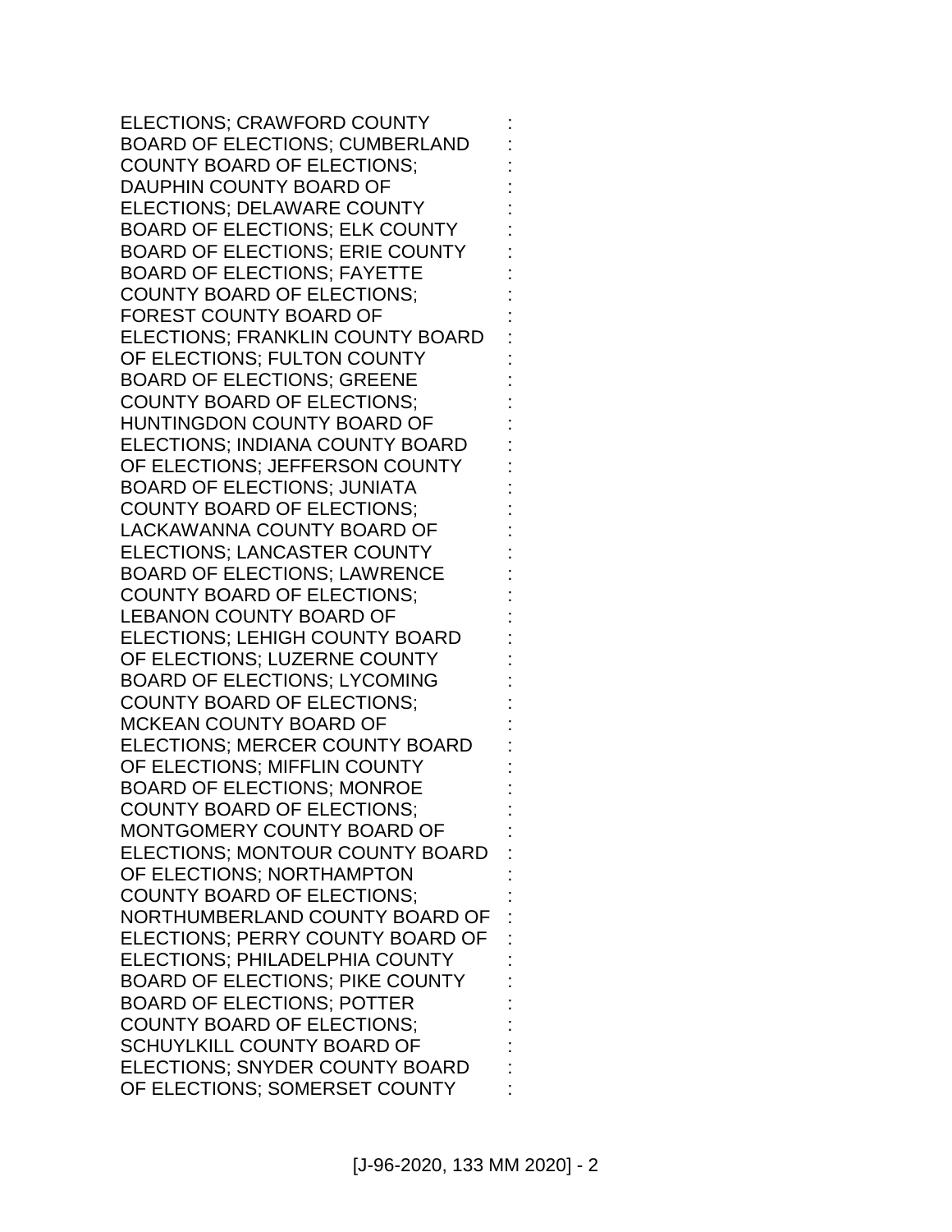ELECTIONS; CRAWFORD COUNTY :
BOARD OF ELECTIONS; CUMBERLAND :
COUNTY BOARD OF ELECTIONS; :
DAUPHIN COUNTY BOARD OF :
ELECTIONS; DELAWARE COUNTY :
BOARD OF ELECTIONS; ELK COUNTY :
BOARD OF ELECTIONS; ERIE COUNTY :
BOARD OF ELECTIONS; FAYETTE :
COUNTY BOARD OF ELECTIONS; :
FOREST COUNTY BOARD OF :
ELECTIONS; FRANKLIN COUNTY BOARD :
OF ELECTIONS; FULTON COUNTY :
BOARD OF ELECTIONS; GREENE :
COUNTY BOARD OF ELECTIONS; :
HUNTINGDON COUNTY BOARD OF :
ELECTIONS; INDIANA COUNTY BOARD :
OF ELECTIONS; JEFFERSON COUNTY :
BOARD OF ELECTIONS; JUNIATA :
COUNTY BOARD OF ELECTIONS; :
LACKAWANNA COUNTY BOARD OF :
ELECTIONS; LANCASTER COUNTY :
BOARD OF ELECTIONS; LAWRENCE :
COUNTY BOARD OF ELECTIONS; :
LEBANON COUNTY BOARD OF :
ELECTIONS; LEHIGH COUNTY BOARD :
OF ELECTIONS; LUZERNE COUNTY :
BOARD OF ELECTIONS; LYCOMING :
COUNTY BOARD OF ELECTIONS; :
MCKEAN COUNTY BOARD OF :
ELECTIONS; MERCER COUNTY BOARD :
OF ELECTIONS; MIFFLIN COUNTY :
BOARD OF ELECTIONS; MONROE :
COUNTY BOARD OF ELECTIONS; :
MONTGOMERY COUNTY BOARD OF :
ELECTIONS; MONTOUR COUNTY BOARD :
OF ELECTIONS; NORTHAMPTON :
COUNTY BOARD OF ELECTIONS; :
NORTHUMBERLAND COUNTY BOARD OF :
ELECTIONS; PERRY COUNTY BOARD OF :
ELECTIONS; PHILADELPHIA COUNTY :
BOARD OF ELECTIONS; PIKE COUNTY :
BOARD OF ELECTIONS; POTTER :
COUNTY BOARD OF ELECTIONS; :
SCHUYLKILL COUNTY BOARD OF :
ELECTIONS; SNYDER COUNTY BOARD :
OF ELECTIONS; SOMERSET COUNTY :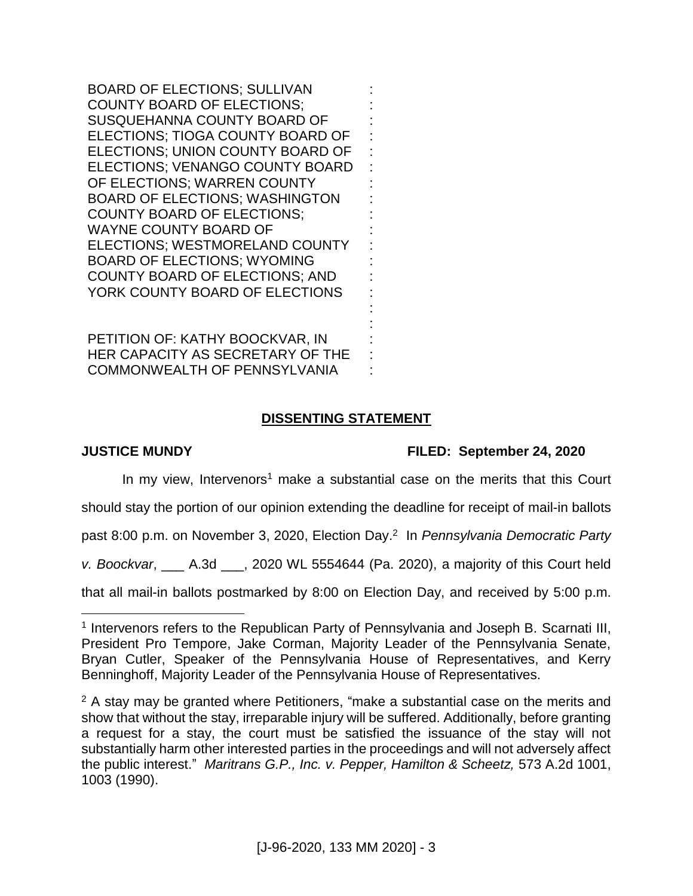BOARD OF ELECTIONS; SULLIVAN COUNTY BOARD OF ELECTIONS; SUSQUEHANNA COUNTY BOARD OF ELECTIONS; TIOGA COUNTY BOARD OF ELECTIONS; UNION COUNTY BOARD OF ELECTIONS; VENANGO COUNTY BOARD OF ELECTIONS; WARREN COUNTY BOARD OF ELECTIONS; WASHINGTON COUNTY BOARD OF ELECTIONS; WAYNE COUNTY BOARD OF ELECTIONS; WESTMORELAND COUNTY BOARD OF ELECTIONS; WYOMING COUNTY BOARD OF ELECTIONS; AND YORK COUNTY BOARD OF ELECTIONS

PETITION OF: KATHY BOOCKVAR, IN HER CAPACITY AS SECRETARY OF THE COMMONWEALTH OF PENNSYLVANIA

## DISSENTING STATEMENT

**JUSTICE MUNDY** **FILED: September 24, 2020**

In my view, Intervenors[1] make a substantial case on the merits that this Court should stay the portion of our opinion extending the deadline for receipt of mail-in ballots past 8:00 p.m. on November 3, 2020, Election Day.[2] In *Pennsylvania Democratic Party v. Boockvar*, ___ A.3d ___, 2020 WL 5554644 (Pa. 2020), a majority of this Court held that all mail-in ballots postmarked by 8:00 on Election Day, and received by 5:00 p.m.

---

[1] Intervenors refers to the Republican Party of Pennsylvania and Joseph B. Scarnati III, President Pro Tempore, Jake Corman, Majority Leader of the Pennsylvania Senate, Bryan Cutler, Speaker of the Pennsylvania House of Representatives, and Kerry Benninghoff, Majority Leader of the Pennsylvania House of Representatives.

[2] A stay may be granted where Petitioners, "make a substantial case on the merits and show that without the stay, irreparable injury will be suffered. Additionally, before granting a request for a stay, the court must be satisfied the issuance of the stay will not substantially harm other interested parties in the proceedings and will not adversely affect the public interest." *Maritrans G.P., Inc. v. Pepper, Hamilton & Scheetz,* 573 A.2d 1001, 1003 (1990).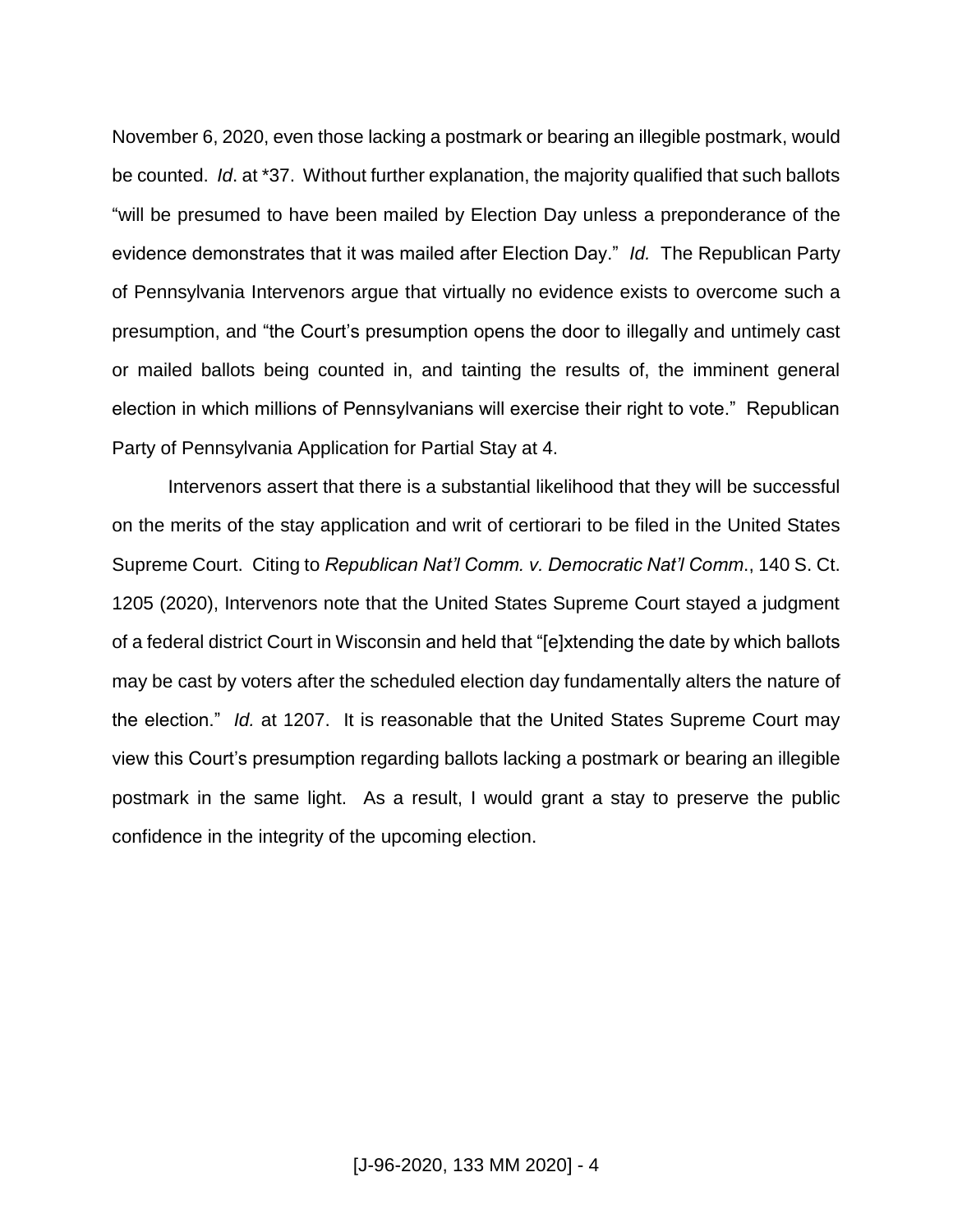November 6, 2020, even those lacking a postmark or bearing an illegible postmark, would be counted. *Id*. at *37. Without further explanation, the majority qualified that such ballots "will be presumed to have been mailed by Election Day unless a preponderance of the evidence demonstrates that it was mailed after Election Day." *Id.* The Republican Party of Pennsylvania Intervenors argue that virtually no evidence exists to overcome such a presumption, and "the Court's presumption opens the door to illegally and untimely cast or mailed ballots being counted in, and tainting the results of, the imminent general election in which millions of Pennsylvanians will exercise their right to vote." Republican Party of Pennsylvania Application for Partial Stay at 4.

Intervenors assert that there is a substantial likelihood that they will be successful on the merits of the stay application and writ of certiorari to be filed in the United States Supreme Court. Citing to *Republican Nat'l Comm. v. Democratic Nat'l Comm*., 140 S. Ct. 1205 (2020), Intervenors note that the United States Supreme Court stayed a judgment of a federal district Court in Wisconsin and held that "[e]xtending the date by which ballots may be cast by voters after the scheduled election day fundamentally alters the nature of the election." *Id.* at 1207. It is reasonable that the United States Supreme Court may view this Court's presumption regarding ballots lacking a postmark or bearing an illegible postmark in the same light. As a result, I would grant a stay to preserve the public confidence in the integrity of the upcoming election.